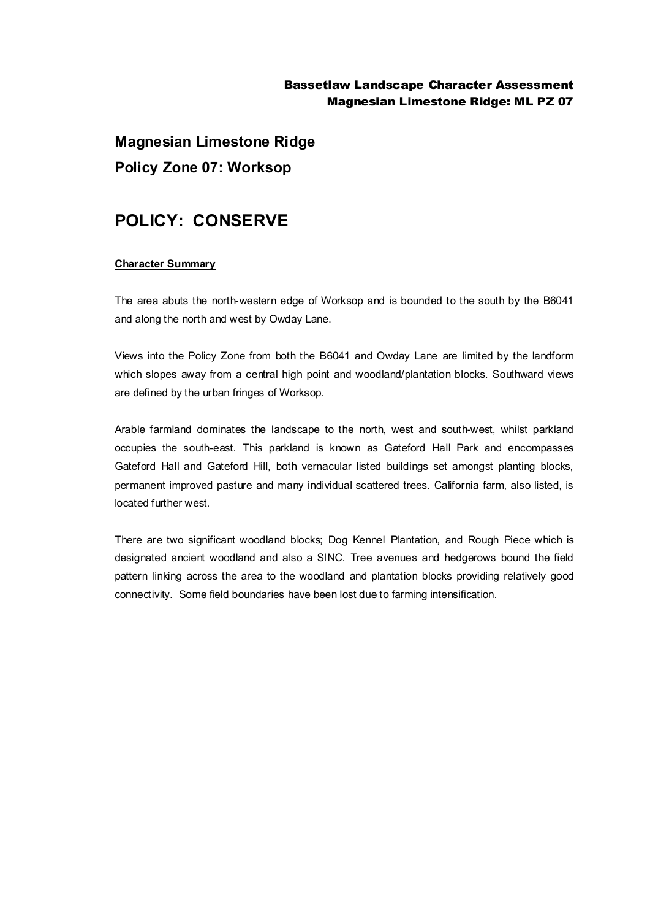# Magnesian Limestone Ridge

## Policy Zone 07: Worksop

# POLICY: CONSERVE

**Character Summary**

The area abuts the north-western edge of Worksop and is bounded to the south by the B6041 and along the north and west by Owday Lane.

Views into the Policy Zone from both the B6041 and Owday Lane are limited by the landform which slopes away from a central high point and woodland/plantation blocks. Southward views are defined by the urban fringes of Worksop.

Arable farmland dominates the landscape to the north, west and south-west, whilst parkland occupies the south-east. This parkland is known as Gateford Hall Park and encompasses Gateford Hall and Gateford Hill, both vernacular listed buildings set amongst planting blocks, permanent improved pasture and many individual scattered trees. California farm, also listed, is located further west.

There are two significant woodland blocks; Dog Kennel Plantation, and Rough Piece which is designated ancient woodland and also a SINC. Tree avenues and hedgerows bound the field pattern linking across the area to the woodland and plantation blocks providing relatively good connectivity. Some field boundaries have been lost due to farming intensification.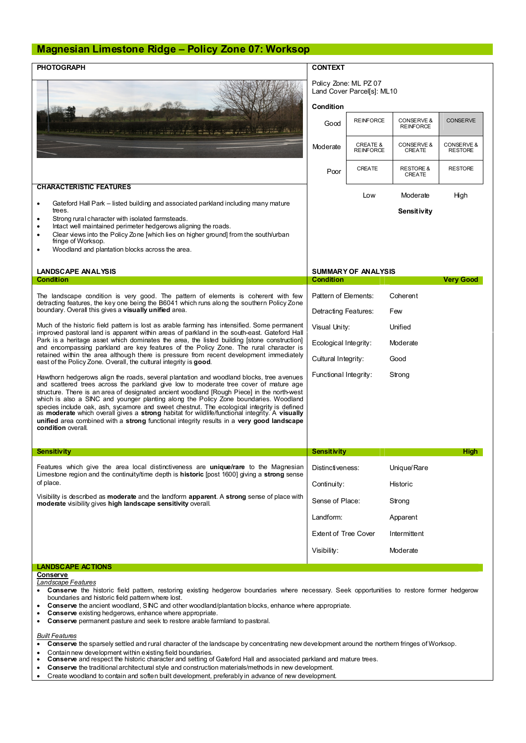# Magnesian Limestone Ridge – Policy Zone 07: Worksop

## PHOTOGRAPH

## CONTEXT

Policy Zone: ML PZ 07
Land Cover Parcel[s]: ML10

**Condition**

| | | | |
|---|---|---|---|
| Good | REINFORCE | CONSERVE & REINFORCE | CONSERVE |
| Moderate | CREATE & REINFORCE | CONSERVE & CREATE | CONSERVE & RESTORE |
| Poor | CREATE | RESTORE & CREATE | RESTORE |
| | Low | Moderate | High |

**Sensitivity**

## CHARACTERISTIC FEATURES

- Gateford Hall Park – listed building and associated parkland including many mature trees.
- Strong rural character with isolated farmsteads.
- Intact well maintained perimeter hedgerows aligning the roads.
- Clear views into the Policy Zone [which lies on higher ground] from the south/urban fringe of Worksop.
- Woodland and plantation blocks across the area.

## LANDSCAPE ANALYSIS

### Condition

The landscape condition is very good. The pattern of elements is coherent with few detracting features, the key one being the B6041 which runs along the southern Policy Zone boundary. Overall this gives a **visually unified** area.

Much of the historic field pattern is lost as arable farming has intensified. Some permanent improved pastoral land is apparent within areas of parkland in the south-east. Gateford Hall Park is a heritage asset which dominates the area, the listed building [stone construction] and encompassing parkland are key features of the Policy Zone. The rural character is retained within the area although there is pressure from recent development immediately east of the Policy Zone. Overall, the cultural integrity is **good**.

Hawthorn hedgerows align the roads, several plantation and woodland blocks, tree avenues and scattered trees across the parkland give low to moderate tree cover of mature age structure. There is an area of designated ancient woodland [Rough Piece] in the north-west which is also a SINC and younger planting along the Policy Zone boundaries. Woodland species include oak, ash, sycamore and sweet chestnut. The ecological integrity is defined as **moderate** which overall gives a **strong** habitat for wildlife/functional integrity. A **visually unified** area combined with a **strong** functional integrity results in a **very good landscape condition** overall.

## SUMMARY OF ANALYSIS

| Condition | Very Good |
|---|---|
| Pattern of Elements: | Coherent |
| Detracting Features: | Few |
| Visual Unity: | Unified |
| Ecological Integrity: | Moderate |
| Cultural Integrity: | Good |
| Functional Integrity: | Strong |

### Sensitivity

Features which give the area local distinctiveness are **unique/rare** to the Magnesian Limestone region and the continuity/time depth is **historic** [post 1600] giving a **strong** sense of place.

Visibility is described as **moderate** and the landform **apparent**. A **strong** sense of place with **moderate** visibility gives **high landscape sensitivity** overall.

| Sensitivity | High |
|---|---|
| Distinctiveness: | Unique/Rare |
| Continuity: | Historic |
| Sense of Place: | Strong |
| Landform: | Apparent |
| Extent of Tree Cover | Intermittent |
| Visibility: | Moderate |

## LANDSCAPE ACTIONS

**Conserve**

*Landscape Features*

- **Conserve** the historic field pattern, restoring existing hedgerow boundaries where necessary. Seek opportunities to restore former hedgerow boundaries and historic field pattern where lost.
- **Conserve** the ancient woodland, SINC and other woodland/plantation blocks, enhance where appropriate.
- **Conserve** existing hedgerows, enhance where appropriate.
- **Conserve** permanent pasture and seek to restore arable farmland to pastoral.

*Built Features*

- **Conserve** the sparsely settled and rural character of the landscape by concentrating new development around the northern fringes of Worksop.
- Contain new development within existing field boundaries.
- **Conserve** and respect the historic character and setting of Gateford Hall and associated parkland and mature trees.
- **Conserve** the traditional architectural style and construction materials/methods in new development.
- Create woodland to contain and soften built development, preferably in advance of new development.